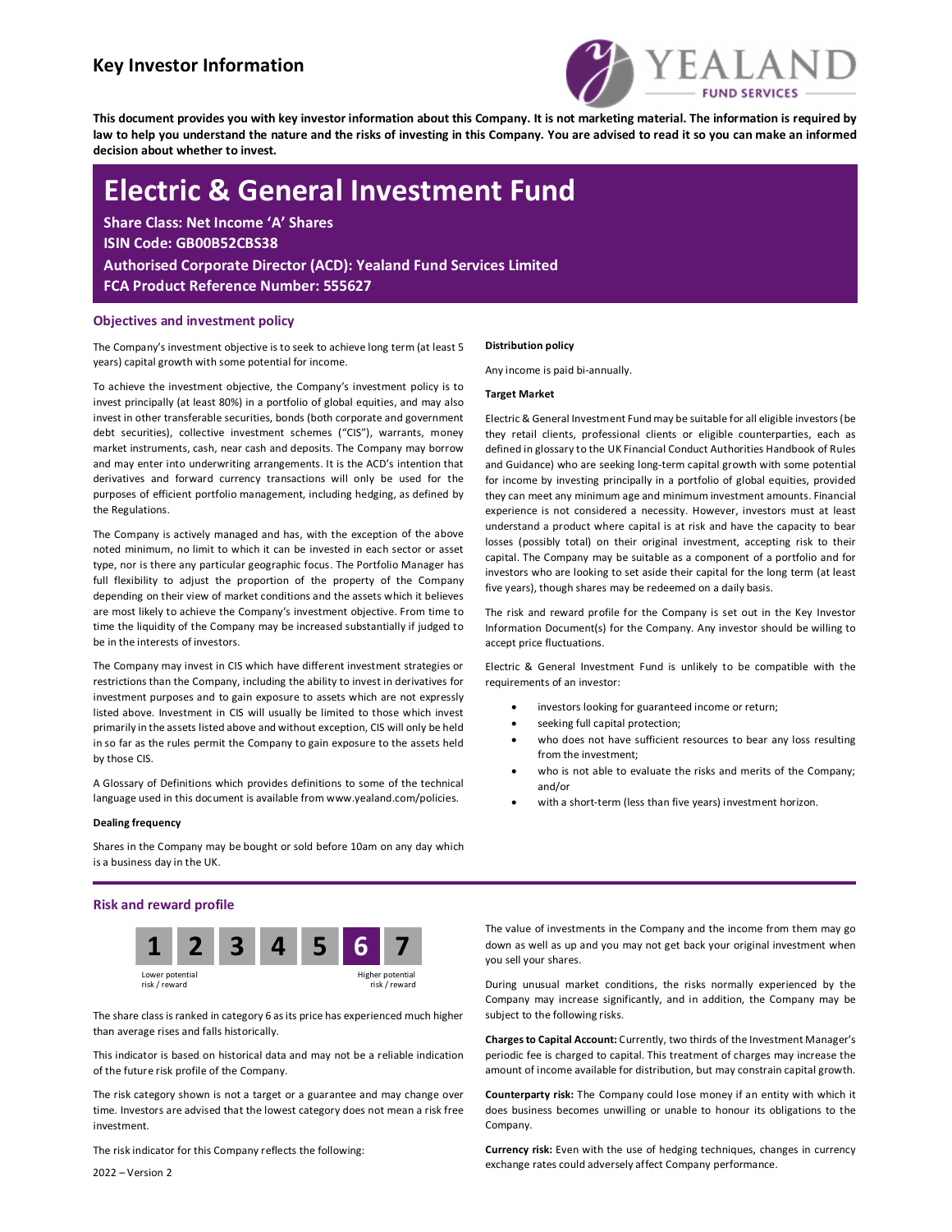# Key Investor Information

**This document provides you with key investor information about this Company. It is not marketing material. The information is required by law to help you understand the nature and the risks of investing in this Company. You are advised to read it so you can make an informed decision about whether to invest.**

# Electric & General Investment Fund

**Share Class: Net Income 'A' Shares**
**ISIN Code: GB00B52CBS38**
**Authorised Corporate Director (ACD): Yealand Fund Services Limited**
**FCA Product Reference Number: 555627**

## Objectives and investment policy

The Company's investment objective is to seek to achieve long term (at least 5 years) capital growth with some potential for income.

To achieve the investment objective, the Company's investment policy is to invest principally (at least 80%) in a portfolio of global equities, and may also invest in other transferable securities, bonds (both corporate and government debt securities), collective investment schemes ("CIS"), warrants, money market instruments, cash, near cash and deposits. The Company may borrow and may enter into underwriting arrangements. It is the ACD's intention that derivatives and forward currency transactions will only be used for the purposes of efficient portfolio management, including hedging, as defined by the Regulations.

The Company is actively managed and has, with the exception of the above noted minimum, no limit to which it can be invested in each sector or asset type, nor is there any particular geographic focus. The Portfolio Manager has full flexibility to adjust the proportion of the property of the Company depending on their view of market conditions and the assets which it believes are most likely to achieve the Company's investment objective. From time to time the liquidity of the Company may be increased substantially if judged to be in the interests of investors.

The Company may invest in CIS which have different investment strategies or restrictions than the Company, including the ability to invest in derivatives for investment purposes and to gain exposure to assets which are not expressly listed above. Investment in CIS will usually be limited to those which invest primarily in the assets listed above and without exception, CIS will only be held in so far as the rules permit the Company to gain exposure to the assets held by those CIS.

A Glossary of Definitions which provides definitions to some of the technical language used in this document is available from www.yealand.com/policies.

**Dealing frequency**

Shares in the Company may be bought or sold before 10am on any day which is a business day in the UK.

**Distribution policy**

Any income is paid bi-annually.

**Target Market**

Electric & General Investment Fund may be suitable for all eligible investors (be they retail clients, professional clients or eligible counterparties, each as defined in glossary to the UK Financial Conduct Authorities Handbook of Rules and Guidance) who are seeking long-term capital growth with some potential for income by investing principally in a portfolio of global equities, provided they can meet any minimum age and minimum investment amounts. Financial experience is not considered a necessity. However, investors must at least understand a product where capital is at risk and have the capacity to bear losses (possibly total) on their original investment, accepting risk to their capital. The Company may be suitable as a component of a portfolio and for investors who are looking to set aside their capital for the long term (at least five years), though shares may be redeemed on a daily basis.

The risk and reward profile for the Company is set out in the Key Investor Information Document(s) for the Company. Any investor should be willing to accept price fluctuations.

Electric & General Investment Fund is unlikely to be compatible with the requirements of an investor:

- investors looking for guaranteed income or return;
- seeking full capital protection;
- who does not have sufficient resources to bear any loss resulting from the investment;
- who is not able to evaluate the risks and merits of the Company; and/or
- with a short-term (less than five years) investment horizon.

## Risk and reward profile

| 1 | 2 | 3 | 4 | 5 | **6** | 7 |
|---|---|---|---|---|---|---|

Lower potential risk / reward — Higher potential risk / reward

The share class is ranked in category 6 as its price has experienced much higher than average rises and falls historically.

This indicator is based on historical data and may not be a reliable indication of the future risk profile of the Company.

The risk category shown is not a target or a guarantee and may change over time. Investors are advised that the lowest category does not mean a risk free investment.

The risk indicator for this Company reflects the following:

The value of investments in the Company and the income from them may go down as well as up and you may not get back your original investment when you sell your shares.

During unusual market conditions, the risks normally experienced by the Company may increase significantly, and in addition, the Company may be subject to the following risks.

**Charges to Capital Account:** Currently, two thirds of the Investment Manager's periodic fee is charged to capital. This treatment of charges may increase the amount of income available for distribution, but may constrain capital growth.

**Counterparty risk:** The Company could lose money if an entity with which it does business becomes unwilling or unable to honour its obligations to the Company.

**Currency risk:** Even with the use of hedging techniques, changes in currency exchange rates could adversely affect Company performance.

2022 – Version 2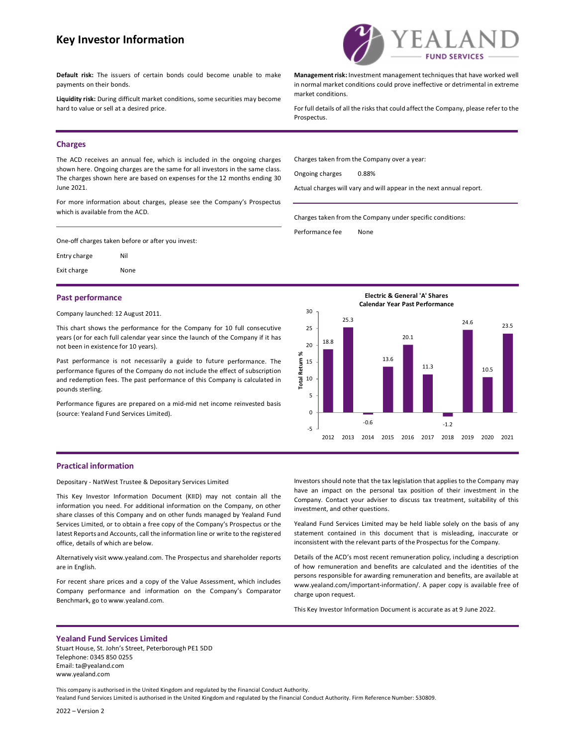## Key Investor Information

YEALAND FUND SERVICES

**Default risk:** The issuers of certain bonds could become unable to make payments on their bonds.

**Liquidity risk:** During difficult market conditions, some securities may become hard to value or sell at a desired price.

**Management risk:** Investment management techniques that have worked well in normal market conditions could prove ineffective or detrimental in extreme market conditions.

For full details of all the risks that could affect the Company, please refer to the Prospectus.

### Charges

The ACD receives an annual fee, which is included in the ongoing charges shown here. Ongoing charges are the same for all investors in the same class. The charges shown here are based on expenses for the 12 months ending 30 June 2021.

For more information about charges, please see the Company's Prospectus which is available from the ACD.

One-off charges taken before or after you invest:

| | |
|---|---|
| Entry charge | Nil |
| Exit charge | None |

Charges taken from the Company over a year:

| | |
|---|---|
| Ongoing charges | 0.88% |

Actual charges will vary and will appear in the next annual report.

Charges taken from the Company under specific conditions:

| | |
|---|---|
| Performance fee | None |

### Past performance

Company launched: 12 August 2011.

This chart shows the performance for the Company for 10 full consecutive years (or for each full calendar year since the launch of the Company if it has not been in existence for 10 years).

Past performance is not necessarily a guide to future performance. The performance figures of the Company do not include the effect of subscription and redemption fees. The past performance of this Company is calculated in pounds sterling.

Performance figures are prepared on a mid-mid net income reinvested basis (source: Yealand Fund Services Limited).

Electric & General 'A' Shares
Calendar Year Past Performance

Total Return %

2012: 18.8
2013: 25.3
2014: -0.6
2015: 13.6
2016: 20.1
2017: 11.3
2018: -1.2
2019: 24.6
2020: 10.5
2021: 23.5

### Practical information

Depositary - NatWest Trustee & Depositary Services Limited

This Key Investor Information Document (KIID) may not contain all the information you need. For additional information on the Company, on other share classes of this Company and on other funds managed by Yealand Fund Services Limited, or to obtain a free copy of the Company's Prospectus or the latest Reports and Accounts, call the information line or write to the registered office, details of which are below.

Alternatively visit www.yealand.com. The Prospectus and shareholder reports are in English.

For recent share prices and a copy of the Value Assessment, which includes Company performance and information on the Company's Comparator Benchmark, go to www.yealand.com.

Investors should note that the tax legislation that applies to the Company may have an impact on the personal tax position of their investment in the Company. Contact your adviser to discuss tax treatment, suitability of this investment, and other questions.

Yealand Fund Services Limited may be held liable solely on the basis of any statement contained in this document that is misleading, inaccurate or inconsistent with the relevant parts of the Prospectus for the Company.

Details of the ACD's most recent remuneration policy, including a description of how remuneration and benefits are calculated and the identities of the persons responsible for awarding remuneration and benefits, are available at www.yealand.com/important-information/. A paper copy is available free of charge upon request.

This Key Investor Information Document is accurate as at 9 June 2022.

### Yealand Fund Services Limited

Stuart House, St. John's Street, Peterborough PE1 5DD
Telephone: 0345 850 0255
Email: ta@yealand.com
www.yealand.com

This company is authorised in the United Kingdom and regulated by the Financial Conduct Authority.
Yealand Fund Services Limited is authorised in the United Kingdom and regulated by the Financial Conduct Authority. Firm Reference Number: 530809.

2022 – Version 2